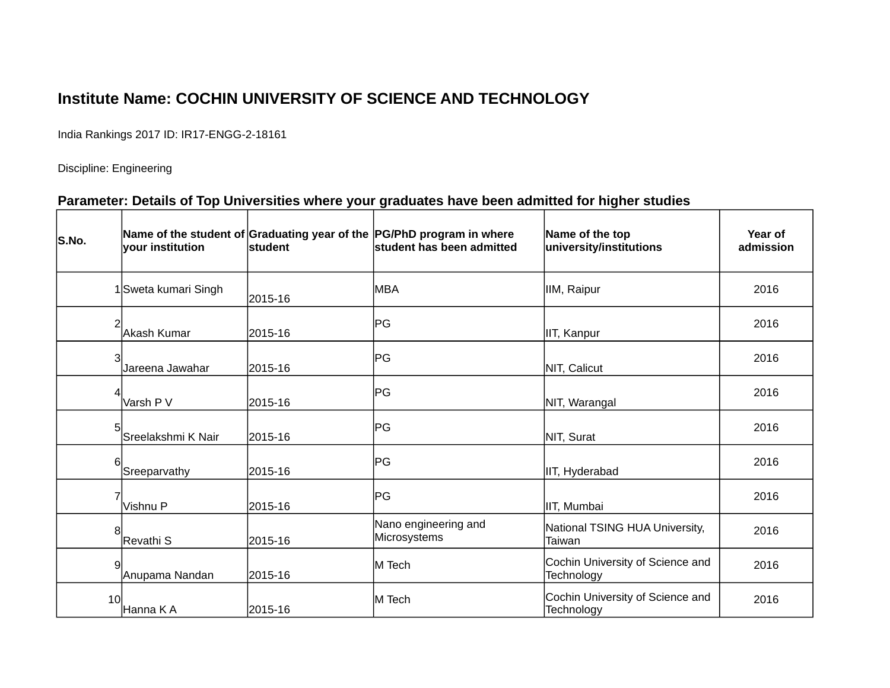## Institute Name: COCHIN UNIVERSITY OF SCIENCE AND TECHNOLOGY

India Rankings 2017 ID: IR17-ENGG-2-18161

Discipline: Engineering

### Parameter: Details of Top Universities where your graduates have been admitted for higher studies

| S.No. | Name of the student of your institution | Graduating year of the student | PG/PhD program in where student has been admitted | Name of the top university/institutions | Year of admission |
|---|---|---|---|---|---|
| 1 | Sweta kumari Singh | 2015-16 | MBA | IIM, Raipur | 2016 |
| 2 | Akash Kumar | 2015-16 | PG | IIT, Kanpur | 2016 |
| 3 | Jareena Jawahar | 2015-16 | PG | NIT, Calicut | 2016 |
| 4 | Varsh P V | 2015-16 | PG | NIT, Warangal | 2016 |
| 5 | Sreelakshmi K Nair | 2015-16 | PG | NIT, Surat | 2016 |
| 6 | Sreeparvathy | 2015-16 | PG | IIT, Hyderabad | 2016 |
| 7 | Vishnu P | 2015-16 | PG | IIT, Mumbai | 2016 |
| 8 | Revathi S | 2015-16 | Nano engineering and Microsystems | National TSING HUA University, Taiwan | 2016 |
| 9 | Anupama Nandan | 2015-16 | M Tech | Cochin University of Science and Technology | 2016 |
| 10 | Hanna K A | 2015-16 | M Tech | Cochin University of Science and Technology | 2016 |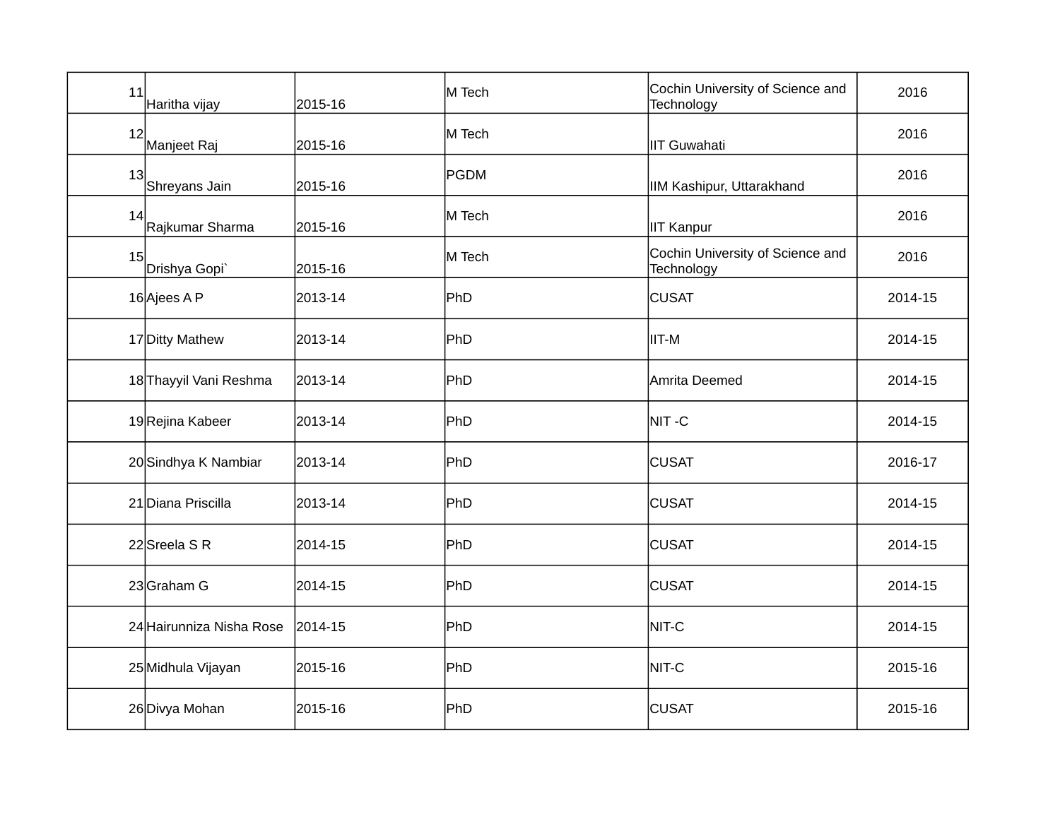| | | | | | |
|---|---|---|---|---|---|
| 11 | Haritha vijay | 2015-16 | M Tech | Cochin University of Science and Technology | 2016 |
| 12 | Manjeet Raj | 2015-16 | M Tech | IIT Guwahati | 2016 |
| 13 | Shreyans Jain | 2015-16 | PGDM | IIM Kashipur, Uttarakhand | 2016 |
| 14 | Rajkumar Sharma | 2015-16 | M Tech | IIT Kanpur | 2016 |
| 15 | Drishya Gopi` | 2015-16 | M Tech | Cochin University of Science and Technology | 2016 |
| 16 | Ajees A P | 2013-14 | PhD | CUSAT | 2014-15 |
| 17 | Ditty Mathew | 2013-14 | PhD | IIT-M | 2014-15 |
| 18 | Thayyil Vani Reshma | 2013-14 | PhD | Amrita Deemed | 2014-15 |
| 19 | Rejina Kabeer | 2013-14 | PhD | NIT -C | 2014-15 |
| 20 | Sindhya K Nambiar | 2013-14 | PhD | CUSAT | 2016-17 |
| 21 | Diana Priscilla | 2013-14 | PhD | CUSAT | 2014-15 |
| 22 | Sreela S R | 2014-15 | PhD | CUSAT | 2014-15 |
| 23 | Graham G | 2014-15 | PhD | CUSAT | 2014-15 |
| 24 | Hairunniza Nisha Rose | 2014-15 | PhD | NIT-C | 2014-15 |
| 25 | Midhula Vijayan | 2015-16 | PhD | NIT-C | 2015-16 |
| 26 | Divya Mohan | 2015-16 | PhD | CUSAT | 2015-16 |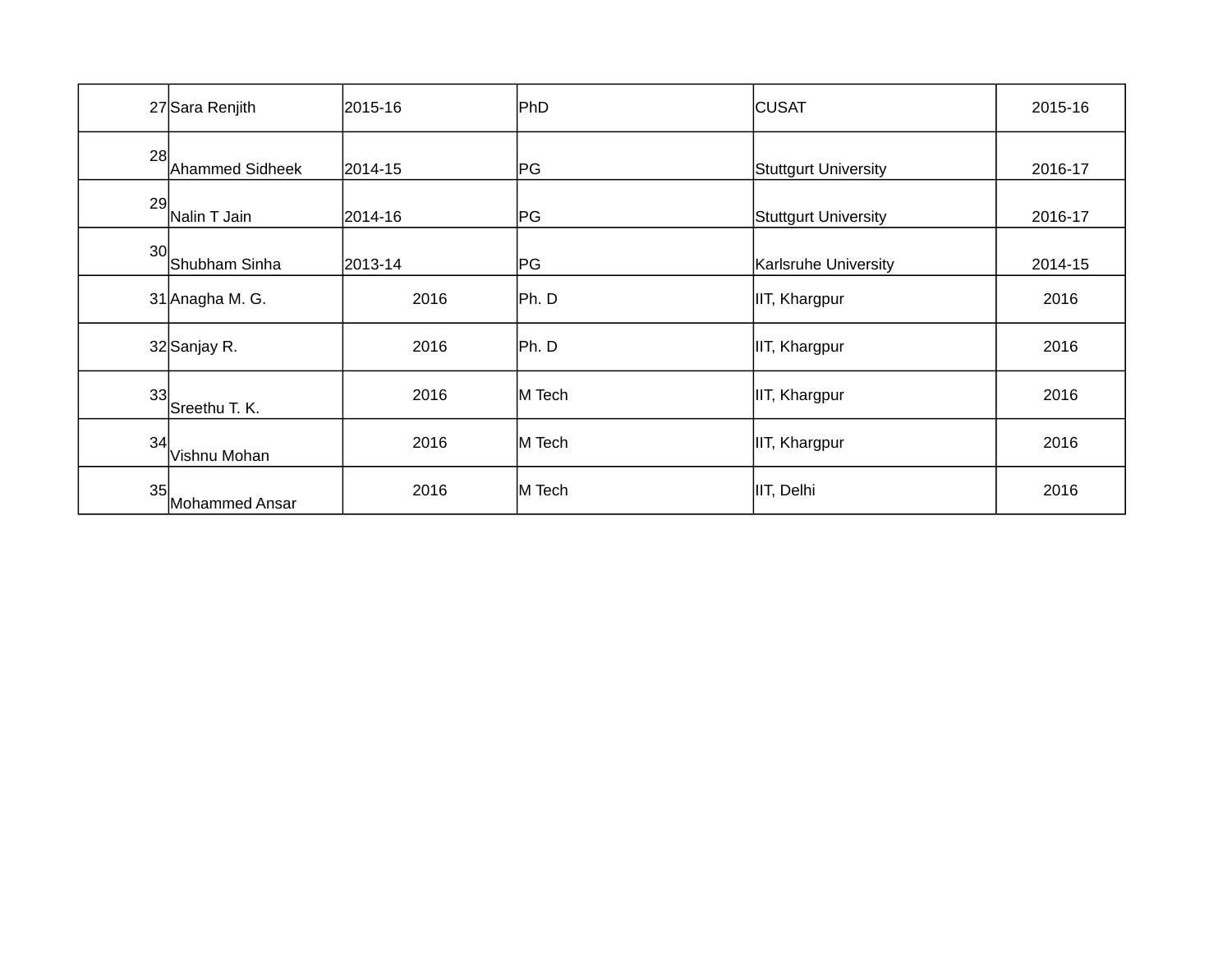| | | | | | |
|---|---|---|---|---|---|
| 27 | Sara Renjith | 2015-16 | PhD | CUSAT | 2015-16 |
| 28 | Ahammed Sidheek | 2014-15 | PG | Stuttgurt University | 2016-17 |
| 29 | Nalin T Jain | 2014-16 | PG | Stuttgurt University | 2016-17 |
| 30 | Shubham Sinha | 2013-14 | PG | Karlsruhe University | 2014-15 |
| 31 | Anagha M. G. | 2016 | Ph. D | IIT, Khargpur | 2016 |
| 32 | Sanjay R. | 2016 | Ph. D | IIT, Khargpur | 2016 |
| 33 | Sreethu T. K. | 2016 | M Tech | IIT, Khargpur | 2016 |
| 34 | Vishnu Mohan | 2016 | M Tech | IIT, Khargpur | 2016 |
| 35 | Mohammed Ansar | 2016 | M Tech | IIT, Delhi | 2016 |